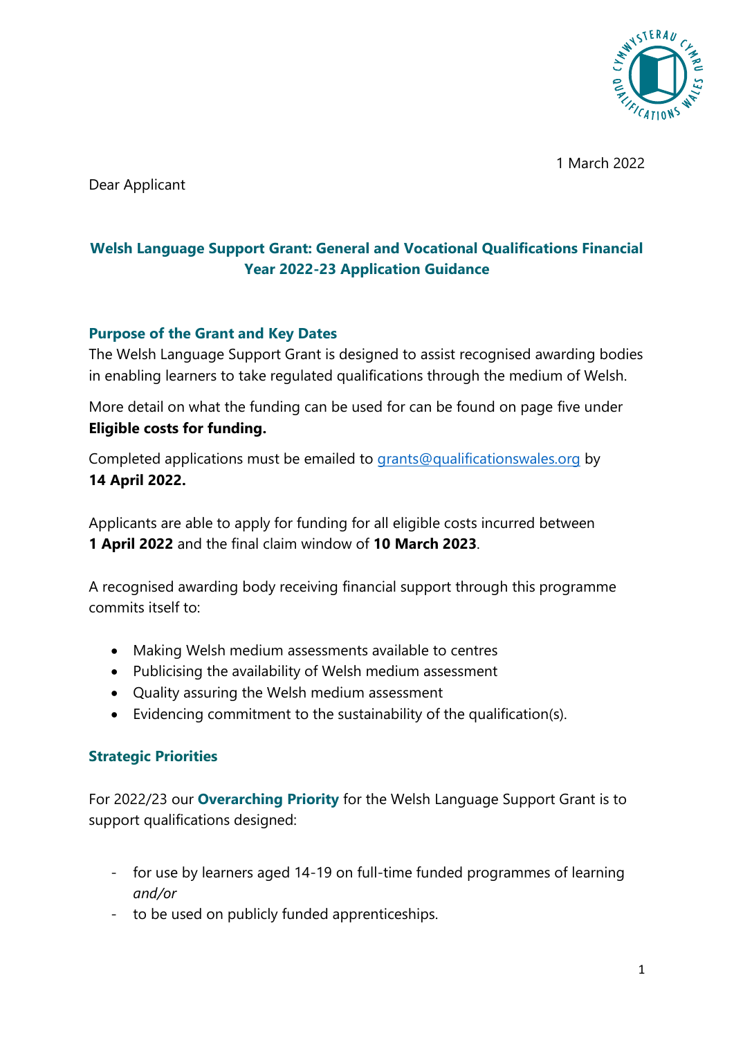1 March 2022

Dear Applicant

## Welsh Language Support Grant: General and Vocational Qualifications Financial Year 2022-23 Application Guidance

### Purpose of the Grant and Key Dates

The Welsh Language Support Grant is designed to assist recognised awarding bodies in enabling learners to take regulated qualifications through the medium of Welsh.

More detail on what the funding can be used for can be found on page five under **Eligible costs for funding.**

Completed applications must be emailed to grants@qualificationswales.org by **14 April 2022.**

Applicants are able to apply for funding for all eligible costs incurred between **1 April 2022** and the final claim window of **10 March 2023**.

A recognised awarding body receiving financial support through this programme commits itself to:

- Making Welsh medium assessments available to centres
- Publicising the availability of Welsh medium assessment
- Quality assuring the Welsh medium assessment
- Evidencing commitment to the sustainability of the qualification(s).

### Strategic Priorities

For 2022/23 our **Overarching Priority** for the Welsh Language Support Grant is to support qualifications designed:

- for use by learners aged 14-19 on full-time funded programmes of learning *and/or*
- to be used on publicly funded apprenticeships.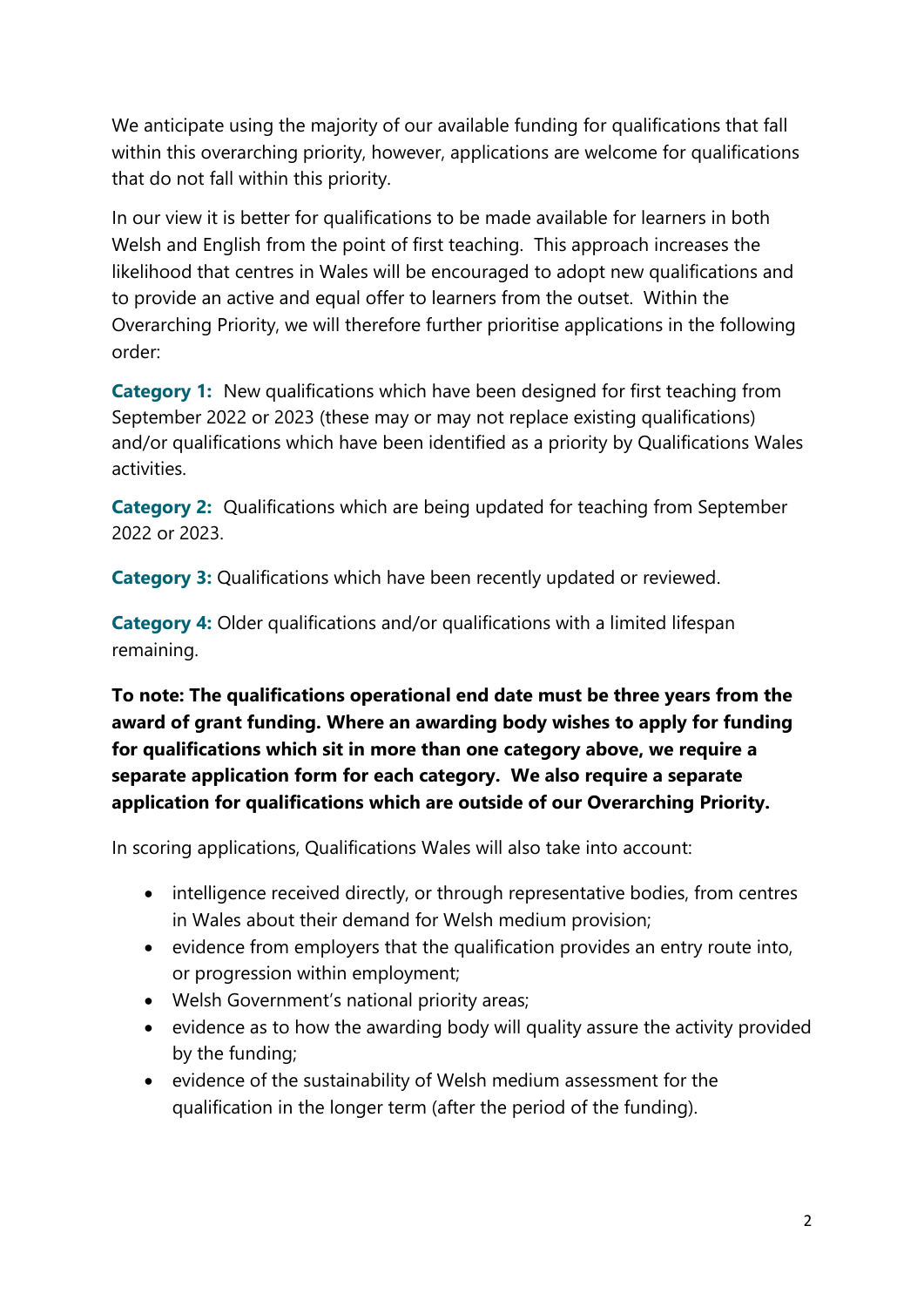We anticipate using the majority of our available funding for qualifications that fall within this overarching priority, however, applications are welcome for qualifications that do not fall within this priority.

In our view it is better for qualifications to be made available for learners in both Welsh and English from the point of first teaching. This approach increases the likelihood that centres in Wales will be encouraged to adopt new qualifications and to provide an active and equal offer to learners from the outset. Within the Overarching Priority, we will therefore further prioritise applications in the following order:

**Category 1:** New qualifications which have been designed for first teaching from September 2022 or 2023 (these may or may not replace existing qualifications) and/or qualifications which have been identified as a priority by Qualifications Wales activities.

**Category 2:** Qualifications which are being updated for teaching from September 2022 or 2023.

**Category 3:** Qualifications which have been recently updated or reviewed.

**Category 4:** Older qualifications and/or qualifications with a limited lifespan remaining.

**To note: The qualifications operational end date must be three years from the award of grant funding. Where an awarding body wishes to apply for funding for qualifications which sit in more than one category above, we require a separate application form for each category. We also require a separate application for qualifications which are outside of our Overarching Priority.**

In scoring applications, Qualifications Wales will also take into account:

- intelligence received directly, or through representative bodies, from centres in Wales about their demand for Welsh medium provision;
- evidence from employers that the qualification provides an entry route into, or progression within employment;
- Welsh Government's national priority areas;
- evidence as to how the awarding body will quality assure the activity provided by the funding;
- evidence of the sustainability of Welsh medium assessment for the qualification in the longer term (after the period of the funding).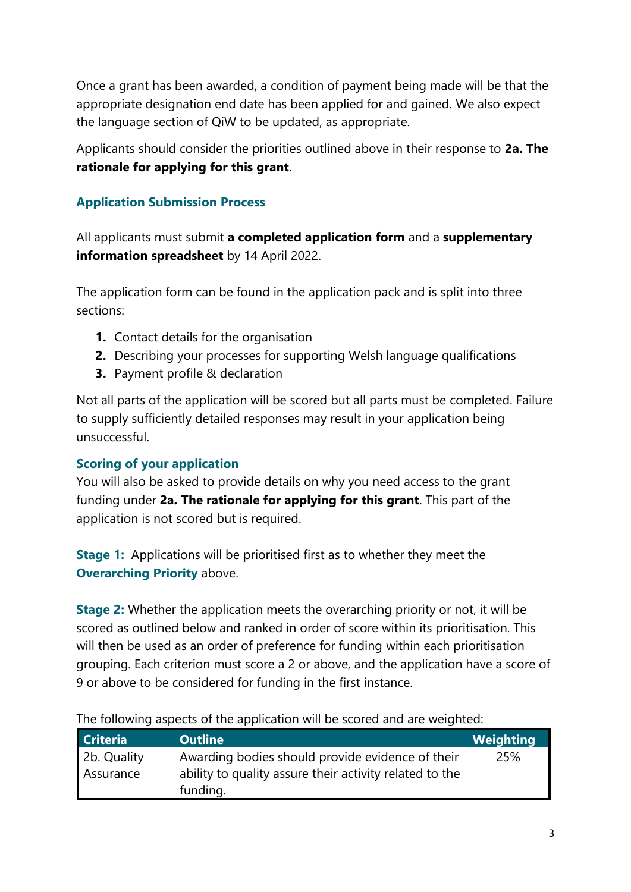Once a grant has been awarded, a condition of payment being made will be that the appropriate designation end date has been applied for and gained. We also expect the language section of QiW to be updated, as appropriate.

Applicants should consider the priorities outlined above in their response to **2a. The rationale for applying for this grant**.

### Application Submission Process

All applicants must submit **a completed application form** and a **supplementary information spreadsheet** by 14 April 2022.

The application form can be found in the application pack and is split into three sections:

1. Contact details for the organisation
2. Describing your processes for supporting Welsh language qualifications
3. Payment profile & declaration

Not all parts of the application will be scored but all parts must be completed. Failure to supply sufficiently detailed responses may result in your application being unsuccessful.

### Scoring of your application

You will also be asked to provide details on why you need access to the grant funding under **2a. The rationale for applying for this grant**. This part of the application is not scored but is required.

**Stage 1:** Applications will be prioritised first as to whether they meet the **Overarching Priority** above.

**Stage 2:** Whether the application meets the overarching priority or not, it will be scored as outlined below and ranked in order of score within its prioritisation. This will then be used as an order of preference for funding within each prioritisation grouping. Each criterion must score a 2 or above, and the application have a score of 9 or above to be considered for funding in the first instance.

The following aspects of the application will be scored and are weighted:

| Criteria | Outline | Weighting |
|---|---|---|
| 2b. Quality Assurance | Awarding bodies should provide evidence of their ability to quality assure their activity related to the funding. | 25% |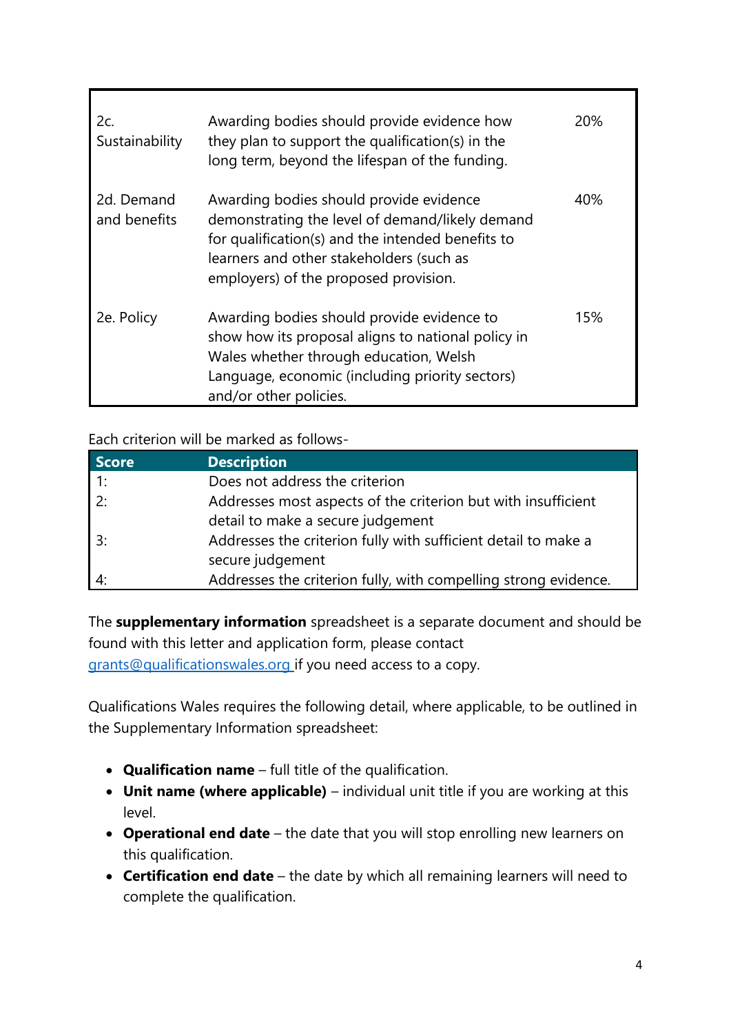| | | |
|---|---|---|
| 2c. Sustainability | Awarding bodies should provide evidence how they plan to support the qualification(s) in the long term, beyond the lifespan of the funding. | 20% |
| 2d. Demand and benefits | Awarding bodies should provide evidence demonstrating the level of demand/likely demand for qualification(s) and the intended benefits to learners and other stakeholders (such as employers) of the proposed provision. | 40% |
| 2e. Policy | Awarding bodies should provide evidence to show how its proposal aligns to national policy in Wales whether through education, Welsh Language, economic (including priority sectors) and/or other policies. | 15% |

Each criterion will be marked as follows-

| Score | Description |
|---|---|
| 1: | Does not address the criterion |
| 2: | Addresses most aspects of the criterion but with insufficient detail to make a secure judgement |
| 3: | Addresses the criterion fully with sufficient detail to make a secure judgement |
| 4: | Addresses the criterion fully, with compelling strong evidence. |

The **supplementary information** spreadsheet is a separate document and should be found with this letter and application form, please contact grants@qualificationswales.org if you need access to a copy.

Qualifications Wales requires the following detail, where applicable, to be outlined in the Supplementary Information spreadsheet:

- **Qualification name** – full title of the qualification.
- **Unit name (where applicable)** – individual unit title if you are working at this level.
- **Operational end date** – the date that you will stop enrolling new learners on this qualification.
- **Certification end date** – the date by which all remaining learners will need to complete the qualification.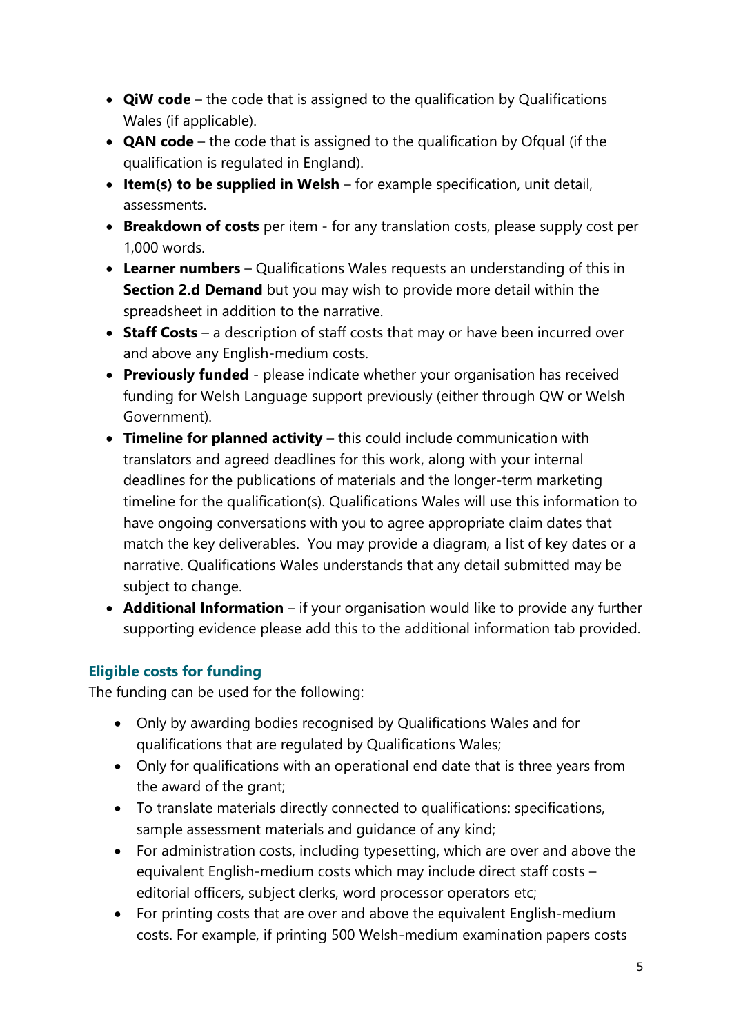- **QiW code** – the code that is assigned to the qualification by Qualifications Wales (if applicable).
- **QAN code** – the code that is assigned to the qualification by Ofqual (if the qualification is regulated in England).
- **Item(s) to be supplied in Welsh** – for example specification, unit detail, assessments.
- **Breakdown of costs** per item - for any translation costs, please supply cost per 1,000 words.
- **Learner numbers** – Qualifications Wales requests an understanding of this in **Section 2.d Demand** but you may wish to provide more detail within the spreadsheet in addition to the narrative.
- **Staff Costs** – a description of staff costs that may or have been incurred over and above any English-medium costs.
- **Previously funded** - please indicate whether your organisation has received funding for Welsh Language support previously (either through QW or Welsh Government).
- **Timeline for planned activity** – this could include communication with translators and agreed deadlines for this work, along with your internal deadlines for the publications of materials and the longer-term marketing timeline for the qualification(s). Qualifications Wales will use this information to have ongoing conversations with you to agree appropriate claim dates that match the key deliverables. You may provide a diagram, a list of key dates or a narrative. Qualifications Wales understands that any detail submitted may be subject to change.
- **Additional Information** – if your organisation would like to provide any further supporting evidence please add this to the additional information tab provided.

### Eligible costs for funding

The funding can be used for the following:

- Only by awarding bodies recognised by Qualifications Wales and for qualifications that are regulated by Qualifications Wales;
- Only for qualifications with an operational end date that is three years from the award of the grant;
- To translate materials directly connected to qualifications: specifications, sample assessment materials and guidance of any kind;
- For administration costs, including typesetting, which are over and above the equivalent English-medium costs which may include direct staff costs – editorial officers, subject clerks, word processor operators etc;
- For printing costs that are over and above the equivalent English-medium costs. For example, if printing 500 Welsh-medium examination papers costs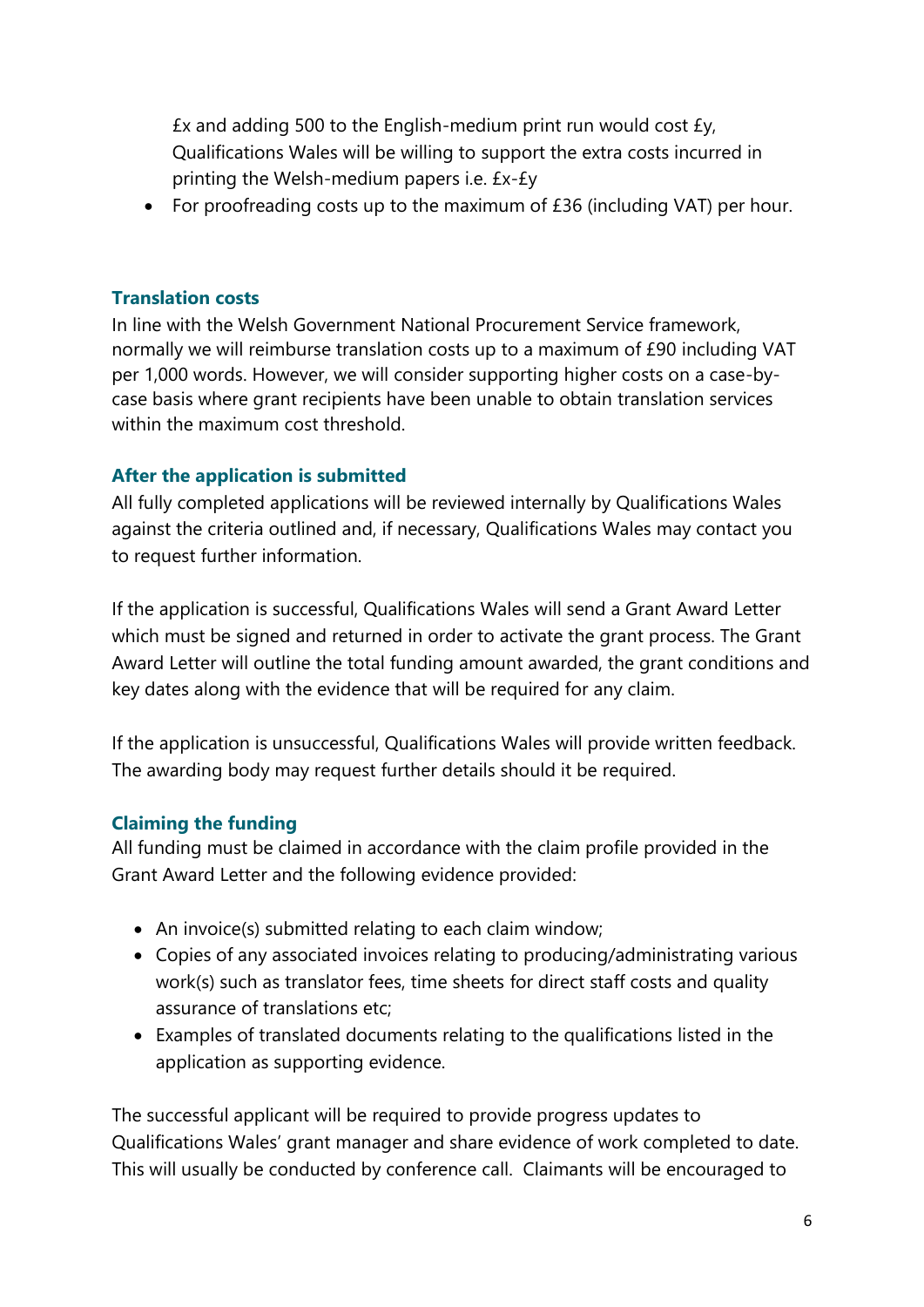£x and adding 500 to the English-medium print run would cost £y, Qualifications Wales will be willing to support the extra costs incurred in printing the Welsh-medium papers i.e. £x-£y

- For proofreading costs up to the maximum of £36 (including VAT) per hour.

### Translation costs

In line with the Welsh Government National Procurement Service framework, normally we will reimburse translation costs up to a maximum of £90 including VAT per 1,000 words. However, we will consider supporting higher costs on a case-by-case basis where grant recipients have been unable to obtain translation services within the maximum cost threshold.

### After the application is submitted

All fully completed applications will be reviewed internally by Qualifications Wales against the criteria outlined and, if necessary, Qualifications Wales may contact you to request further information.

If the application is successful, Qualifications Wales will send a Grant Award Letter which must be signed and returned in order to activate the grant process. The Grant Award Letter will outline the total funding amount awarded, the grant conditions and key dates along with the evidence that will be required for any claim.

If the application is unsuccessful, Qualifications Wales will provide written feedback. The awarding body may request further details should it be required.

### Claiming the funding

All funding must be claimed in accordance with the claim profile provided in the Grant Award Letter and the following evidence provided:

- An invoice(s) submitted relating to each claim window;
- Copies of any associated invoices relating to producing/administrating various work(s) such as translator fees, time sheets for direct staff costs and quality assurance of translations etc;
- Examples of translated documents relating to the qualifications listed in the application as supporting evidence.

The successful applicant will be required to provide progress updates to Qualifications Wales' grant manager and share evidence of work completed to date. This will usually be conducted by conference call. Claimants will be encouraged to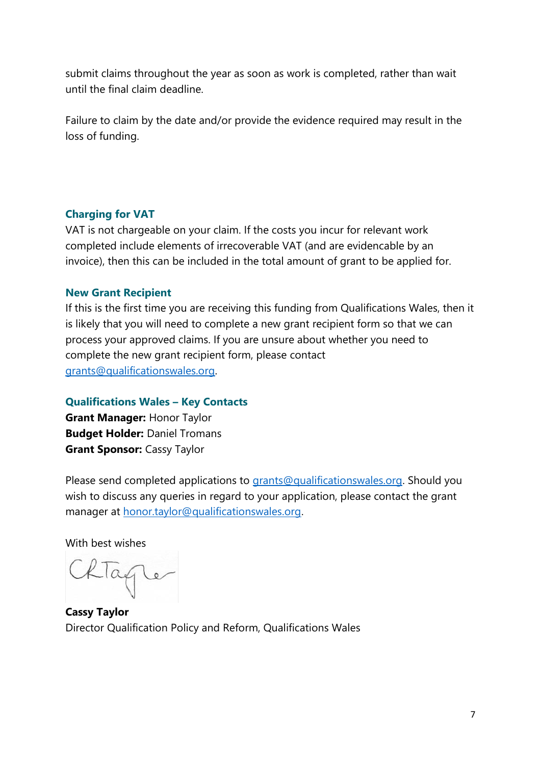submit claims throughout the year as soon as work is completed, rather than wait until the final claim deadline.

Failure to claim by the date and/or provide the evidence required may result in the loss of funding.

### Charging for VAT

VAT is not chargeable on your claim. If the costs you incur for relevant work completed include elements of irrecoverable VAT (and are evidencable by an invoice), then this can be included in the total amount of grant to be applied for.

### New Grant Recipient

If this is the first time you are receiving this funding from Qualifications Wales, then it is likely that you will need to complete a new grant recipient form so that we can process your approved claims. If you are unsure about whether you need to complete the new grant recipient form, please contact grants@qualificationswales.org.

### Qualifications Wales – Key Contacts

**Grant Manager:** Honor Taylor
**Budget Holder:** Daniel Tromans
**Grant Sponsor:** Cassy Taylor

Please send completed applications to grants@qualificationswales.org. Should you wish to discuss any queries in regard to your application, please contact the grant manager at honor.taylor@qualificationswales.org.

With best wishes

**Cassy Taylor**
Director Qualification Policy and Reform, Qualifications Wales